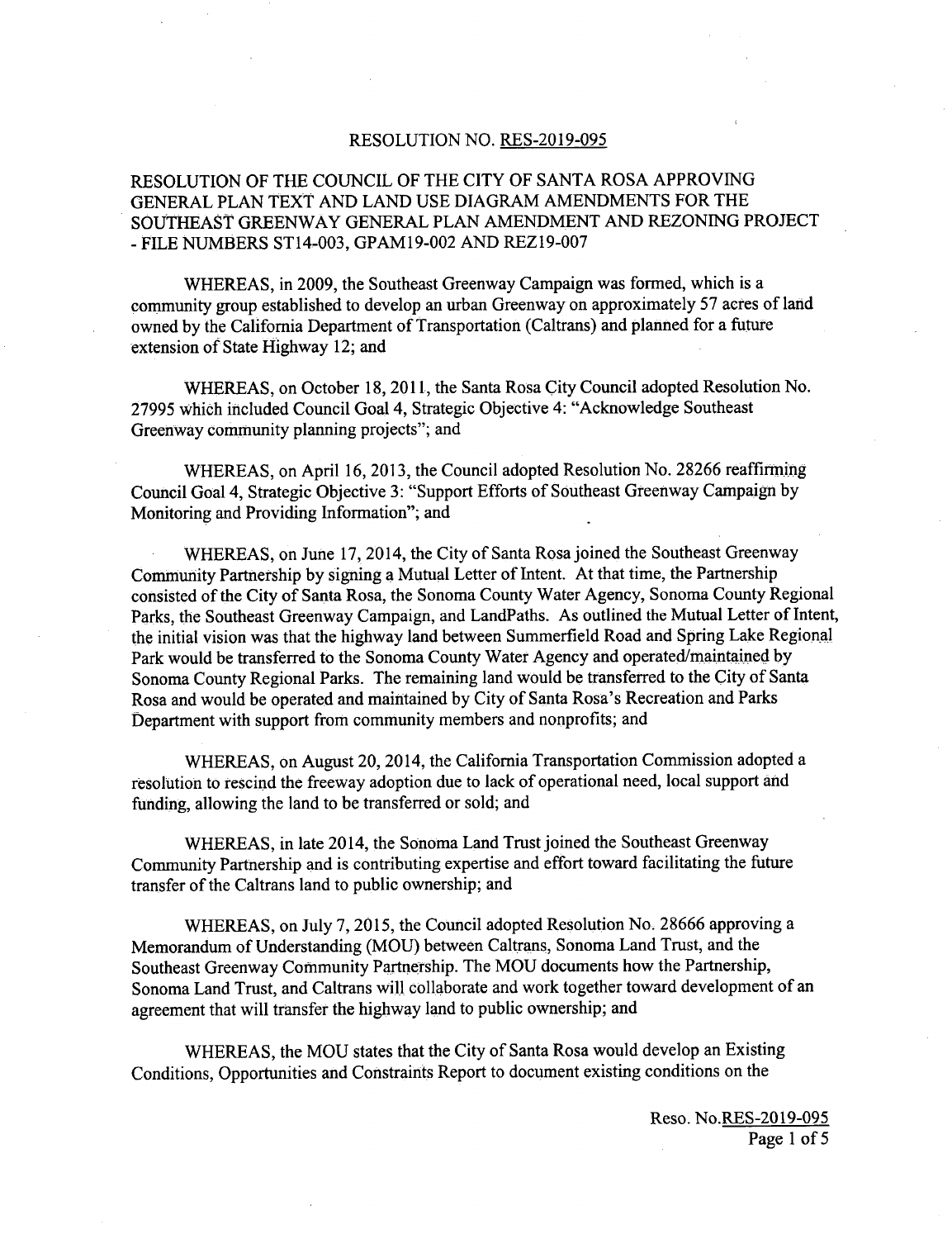# RESOLUTION NO. RES-2019-095

## RESOLUTION OF THE COUNCIL OF THE CITY OF SANTA ROSA APPROVING GENERAL PLAN TEXT AND LAND USE DIAGRAM AMENDMENTS FOR THE SOUTHEAST GREENWAY GENERAL PLAN AMENDMENT AND REZONING PROJECT - FILE NUMBERS ST14-003, GPAM19-002 AND REZ19-007

WHEREAS, in 2009, the Southeast Greenway Campaign was formed, which is a community group established to develop an urban Greenway on approximately 57 acres of land owned by the California Department of Transportation (Caltrans) and planned for a future extension of State Highway 12; and

WHEREAS, on October 18, 2011, the Santa Rosa City Council adopted Resolution No. 27995 which included Council Goal 4, Strategic Objective 4: "Acknowledge Southeast Greenway community planning projects"; and

WHEREAS, on April 16, 2013, the Council adopted Resolution No. 28266 reaffirming Council Goal 4, Strategic Objective 3: "Support Efforts of Southeast Greenway Campaign by Monitoring and Providing Information"; and

WHEREAS, on June 17, 2014, the City of Santa Rosa joined the Southeast Greenway Community Partnership by signing a Mutual Letter of Intent. At that time, the Partnership consisted of the City of Santa Rosa, the Sonoma County Water Agency, Sonoma County Regional Parks, the Southeast Greenway Campaign, and LandPaths. As outlined the Mutual Letter of Intent, the initial vision was that the highway land between Summerfield Road and Spring Lake Regional Park would be transferred to the Sonoma County Water Agency and operated/maintained by Sonoma County Regional Parks. The remaining land would be transferred to the City of Santa Rosa and would be operated and maintained by City of Santa Rosa's Recreation and Parks Department with support from community members and nonprofits; and

WHEREAS, on August 20, 2014, the California Transportation Commission adopted a resolution to rescind the freeway adoption due to lack of operational need, local support and funding, allowing the land to be transferred or sold; and

WHEREAS, in late 2014, the Sonoma Land Trust joined the Southeast Greenway Community Partnership and is contributing expertise and effort toward facilitating the future transfer of the Caltrans land to public ownership; and

WHEREAS, on July 7, 2015, the Council adopted Resolution No. 28666 approving a Memorandum of Understanding (MOU) between Caltrans, Sonoma Land Trust, and the Southeast Greenway Community Partnership. The MOU documents how the Partnership, Sonoma Land Trust, and Caltrans will collaborate and work together toward development of an agreement that will transfer the highway land to public ownership; and

WHEREAS, the MOU states that the City of Santa Rosa would develop an Existing Conditions, Opportunities and Constraints Report to document existing conditions on the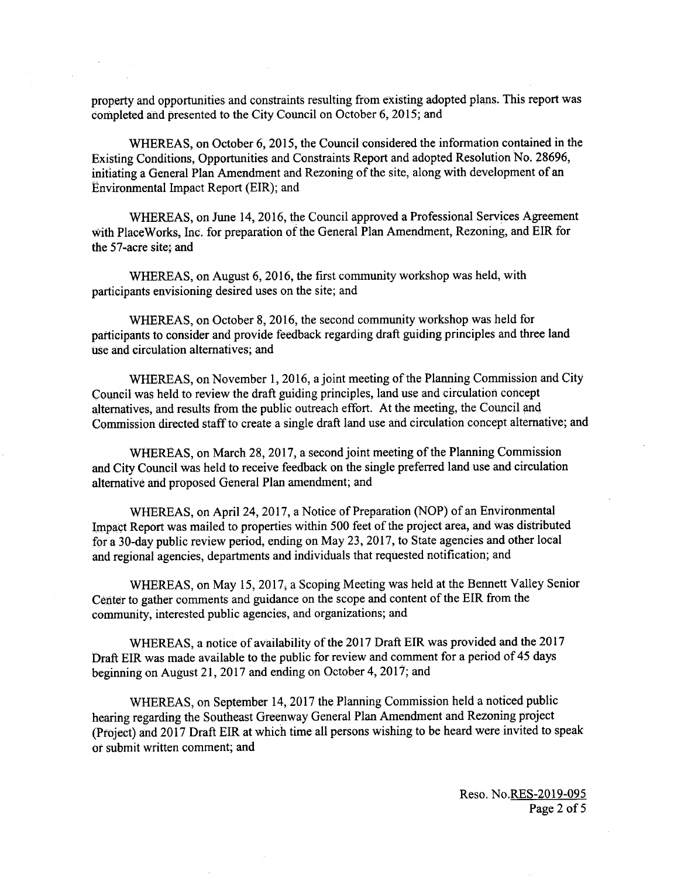property and opportunities and constraints resulting from existing adopted plans. This report was completed and presented to the City Council on October 6, 2015; and

WHEREAS, on October 6, 2015, the Council considered the information contained in the Existing Conditions, Opportunities and Constraints Report and adopted Resolution No. 28696, initiating a General Plan Amendment and Rezoning of the site, along with development of an Environmental Impact Report (EIR); and

WHEREAS, on June 14, 2016, the Council approved a Professional Services Agreement with PlaceWorks, Inc. for preparation of the General Plan Amendment, Rezoning, and EIR for the 57-acre site; and

WHEREAS, on August 6, 2016, the first community workshop was held, with participants envisioning desired uses on the site; and

WHEREAS, on October 8, 2016, the second community workshop was held for participants to consider and provide feedback regarding draft guiding principles and three land use and circulation alternatives; and

WHEREAS, on November 1, 2016, a joint meeting of the Planning Commission and City Council was held to review the draft guiding principles, land use and circulation concept alternatives, and results from the public outreach effort. At the meeting, the Council and Commission directed staff to create a single draft land use and circulation concept alternative; and

WHEREAS, on March 28, 2017, a second joint meeting of the Planning Commission and City Council was held to receive feedback on the single preferred land use and circulation alternative and proposed General Plan amendment; and

WHEREAS, on April 24, 2017, a Notice of Preparation (NOP) of an Environmental Impact Report was mailed to properties within 500 feet of the project area, and was distributed for a 30-day public review period, ending on May 23, 2017, to State agencies and other local and regional agencies, departments and individuals that requested notification; and

WHEREAS, on May 15, 2017, a Scoping Meeting was held at the Bennett Valley Senior Center to gather comments and guidance on the scope and content of the EIR from the community, interested public agencies, and organizations; and

WHEREAS, a notice of availability of the 2017 Draft EIR was provided and the 2017 Draft EIR was made available to the public for review and comment for a period of 45 days beginning on August 21, 2017 and ending on October 4, 2017; and

WHEREAS, on September 14, 2017 the Planning Commission held a noticed public hearing regarding the Southeast Greenway General Plan Amendment and Rezoning project (Project) and 2017 Draft EIR at which time all persons wishing to be heard were invited to speak or submit written comment; and

Reso. No. RES-2019-095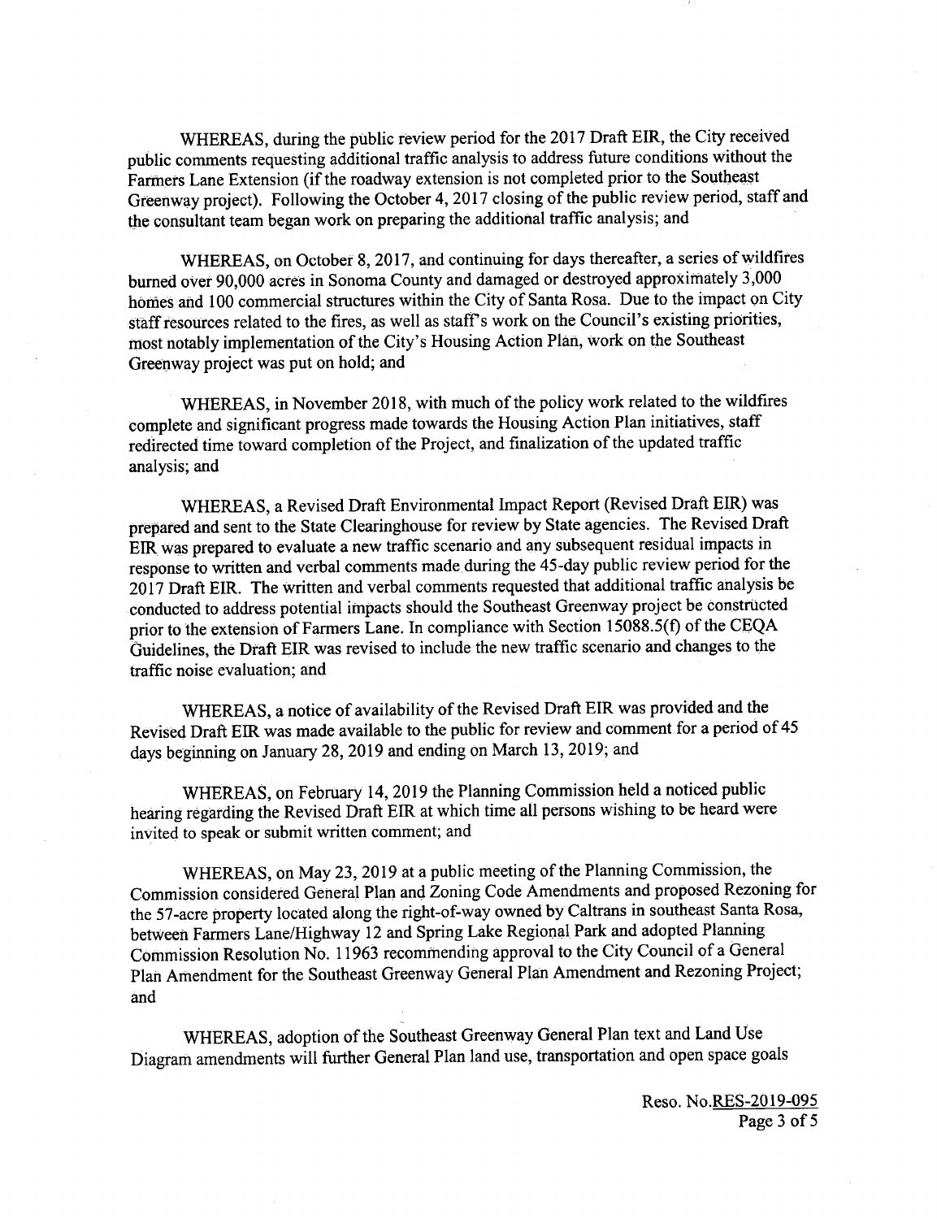WHEREAS, during the public review period for the 2017 Draft EIR, the City received public comments requesting additional traffic analysis to address future conditions without the Farmers Lane Extension (if the roadway extension is not completed prior to the Southeast Greenway project). Following the October 4, 2017 closing of the public review period, staff and the consultant team began work on preparing the additional traffic analysis; and

WHEREAS, on October 8, 2017, and continuing for days thereafter, a series of wildfires burned over 90,000 acres in Sonoma County and damaged or destroyed approximately 3,000 homes and 100 commercial structures within the City of Santa Rosa. Due to the impact on City staff resources related to the fires, as well as staff's work on the Council's existing priorities, most notably implementation of the City's Housing Action Plan, work on the Southeast Greenway project was put on hold; and

WHEREAS, in November 2018, with much of the policy work related to the wildfires complete and significant progress made towards the Housing Action Plan initiatives, staff redirected time toward completion of the Project, and finalization of the updated traffic analysis; and

WHEREAS, a Revised Draft Environmental Impact Report (Revised Draft EIR) was prepared and sent to the State Clearinghouse for review by State agencies. The Revised Draft EIR was prepared to evaluate a new traffic scenario and any subsequent residual impacts in response to written and verbal comments made during the 45-day public review period for the 2017 Draft EIR. The written and verbal comments requested that additional traffic analysis be conducted to address potential impacts should the Southeast Greenway project be constructed prior to the extension of Farmers Lane. In compliance with Section 15088.5(f) of the CEQA Guidelines, the Draft EIR was revised to include the new traffic scenario and changes to the traffic noise evaluation; and

WHEREAS, a notice of availability of the Revised Draft EIR was provided and the Revised Draft EIR was made available to the public for review and comment for a period of 45 days beginning on January 28, 2019 and ending on March 13, 2019; and

WHEREAS, on February 14, 2019 the Planning Commission held a noticed public hearing regarding the Revised Draft EIR at which time all persons wishing to be heard were invited to speak or submit written comment; and

WHEREAS, on May 23, 2019 at a public meeting of the Planning Commission, the Commission considered General Plan and Zoning Code Amendments and proposed Rezoning for the 57-acre property located along the right-of-way owned by Caltrans in southeast Santa Rosa, between Farmers Lane/Highway 12 and Spring Lake Regional Park and adopted Planning Commission Resolution No. 11963 recommending approval to the City Council of a General Plan Amendment for the Southeast Greenway General Plan Amendment and Rezoning Project; and

WHEREAS, adoption of the Southeast Greenway General Plan text and Land Use Diagram amendments will further General Plan land use, transportation and open space goals

Reso. No. RES-2019-095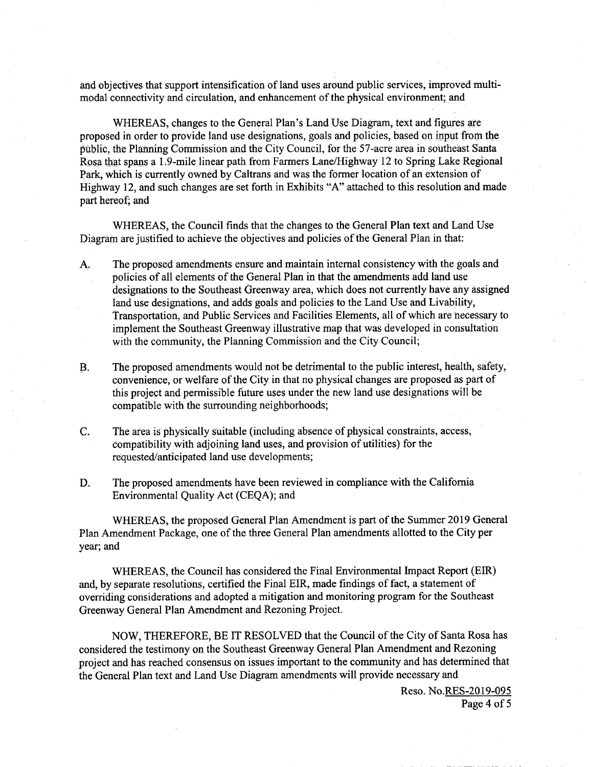and objectives that support intensification of land uses around public services, improved multi-modal connectivity and circulation, and enhancement of the physical environment; and

WHEREAS, changes to the General Plan's Land Use Diagram, text and figures are proposed in order to provide land use designations, goals and policies, based on input from the public, the Planning Commission and the City Council, for the 57-acre area in southeast Santa Rosa that spans a 1.9-mile linear path from Farmers Lane/Highway 12 to Spring Lake Regional Park, which is currently owned by Caltrans and was the former location of an extension of Highway 12, and such changes are set forth in Exhibits "A" attached to this resolution and made part hereof; and

WHEREAS, the Council finds that the changes to the General Plan text and Land Use Diagram are justified to achieve the objectives and policies of the General Plan in that:

A. The proposed amendments ensure and maintain internal consistency with the goals and policies of all elements of the General Plan in that the amendments add land use designations to the Southeast Greenway area, which does not currently have any assigned land use designations, and adds goals and policies to the Land Use and Livability, Transportation, and Public Services and Facilities Elements, all of which are necessary to implement the Southeast Greenway illustrative map that was developed in consultation with the community, the Planning Commission and the City Council;

B. The proposed amendments would not be detrimental to the public interest, health, safety, convenience, or welfare of the City in that no physical changes are proposed as part of this project and permissible future uses under the new land use designations will be compatible with the surrounding neighborhoods;

C. The area is physically suitable (including absence of physical constraints, access, compatibility with adjoining land uses, and provision of utilities) for the requested/anticipated land use developments;

D. The proposed amendments have been reviewed in compliance with the California Environmental Quality Act (CEQA); and

WHEREAS, the proposed General Plan Amendment is part of the Summer 2019 General Plan Amendment Package, one of the three General Plan amendments allotted to the City per year; and

WHEREAS, the Council has considered the Final Environmental Impact Report (EIR) and, by separate resolutions, certified the Final EIR, made findings of fact, a statement of overriding considerations and adopted a mitigation and monitoring program for the Southeast Greenway General Plan Amendment and Rezoning Project.

NOW, THEREFORE, BE IT RESOLVED that the Council of the City of Santa Rosa has considered the testimony on the Southeast Greenway General Plan Amendment and Rezoning project and has reached consensus on issues important to the community and has determined that the General Plan text and Land Use Diagram amendments will provide necessary and

Reso. No.RES-2019-095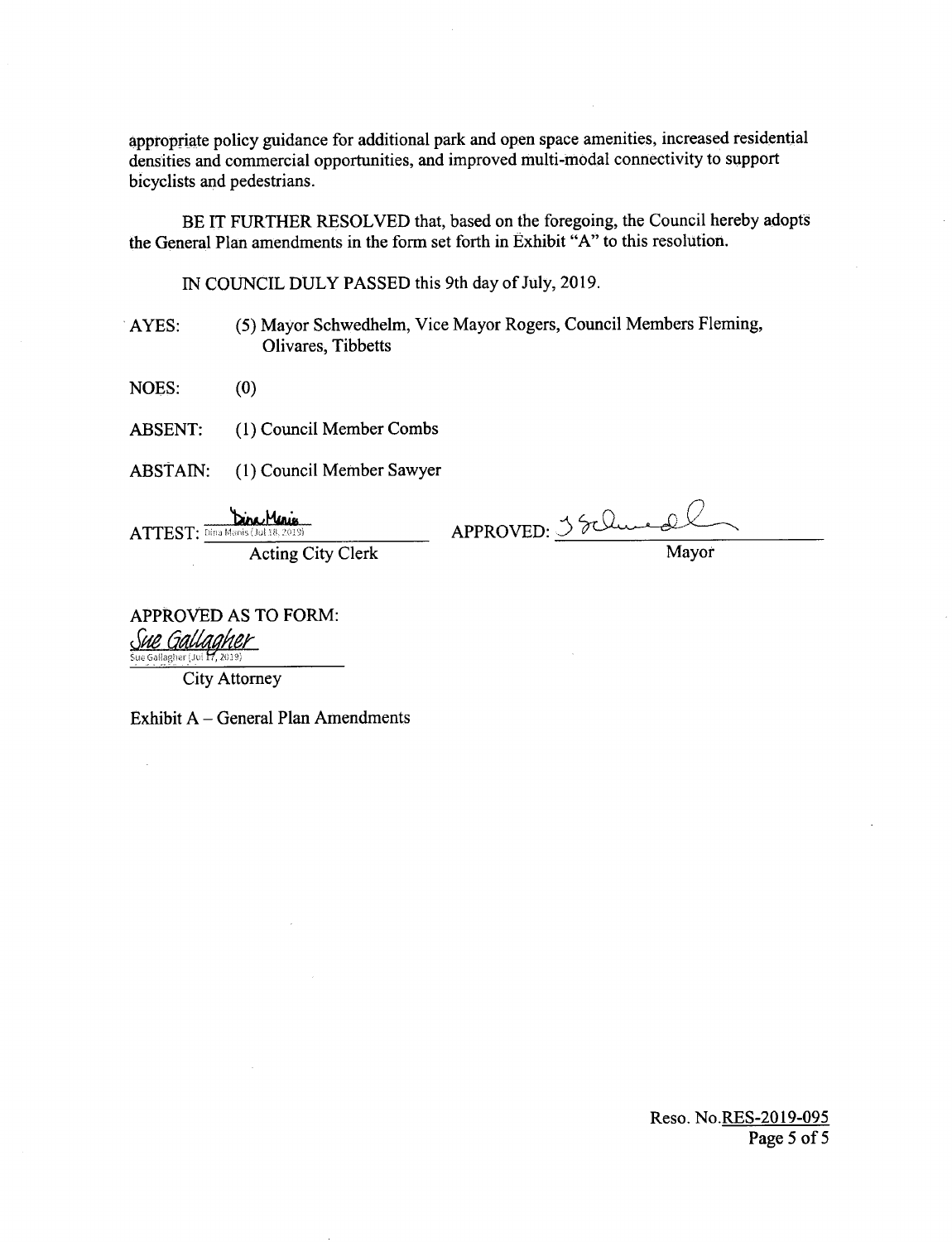appropriate policy guidance for additional park and open space amenities, increased residential densities and commercial opportunities, and improved multi-modal connectivity to support bicyclists and pedestrians.

BE IT FURTHER RESOLVED that, based on the foregoing, the Council hereby adopts the General Plan amendments in the form set forth in Exhibit "A" to this resolution.

IN COUNCIL DULY PASSED this 9th day of July, 2019.

AYES: (5) Mayor Schwedhelm, Vice Mayor Rogers, Council Members Fleming, Olivares, Tibbetts

NOES: (0)

ABSENT: (1) Council Member Combs

ABSTAIN: (1) Council Member Sawyer

ATTEST: Dina Manis (Jul 18, 2019)
Acting City Clerk

APPROVED: J Schwedhelm
Mayor

APPROVED AS TO FORM:
Sue Gallagher (Jul 17, 2019)
City Attorney

Exhibit A – General Plan Amendments

Reso. No. RES-2019-095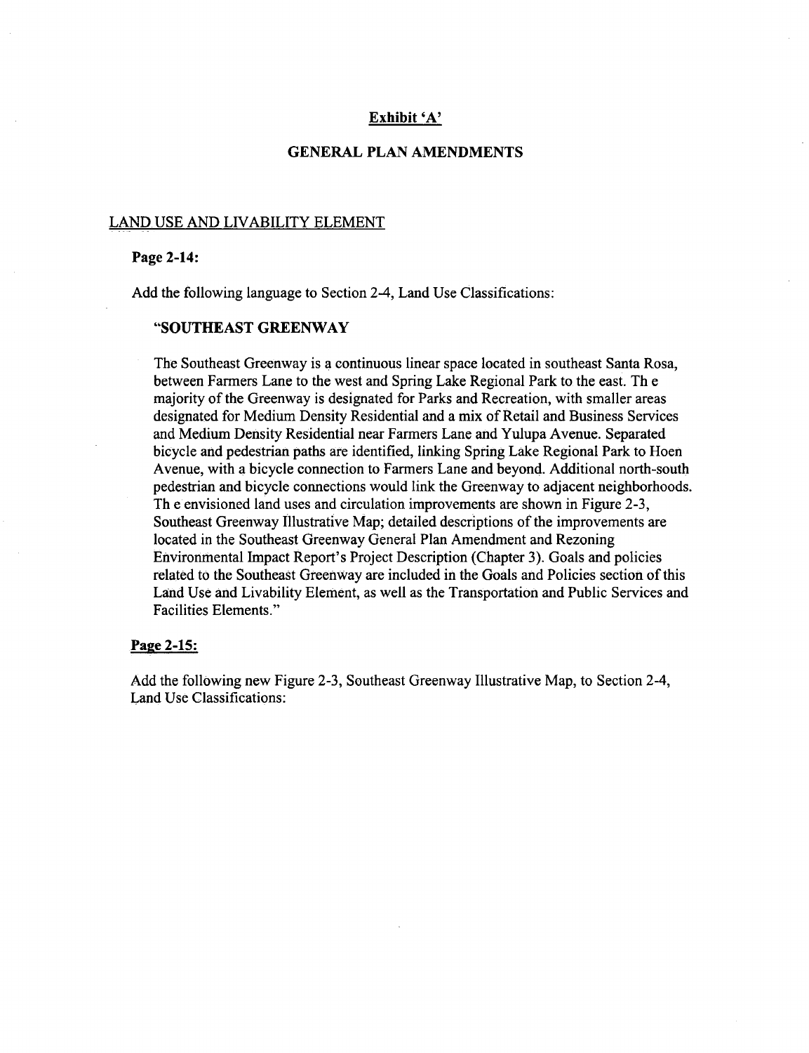**Exhibit 'A'**

**GENERAL PLAN AMENDMENTS**

LAND USE AND LIVABILITY ELEMENT

**Page 2-14:**

Add the following language to Section 2-4, Land Use Classifications:

> **"SOUTHEAST GREENWAY**
>
> The Southeast Greenway is a continuous linear space located in southeast Santa Rosa, between Farmers Lane to the west and Spring Lake Regional Park to the east. Th e majority of the Greenway is designated for Parks and Recreation, with smaller areas designated for Medium Density Residential and a mix of Retail and Business Services and Medium Density Residential near Farmers Lane and Yulupa Avenue. Separated bicycle and pedestrian paths are identified, linking Spring Lake Regional Park to Hoen Avenue, with a bicycle connection to Farmers Lane and beyond. Additional north-south pedestrian and bicycle connections would link the Greenway to adjacent neighborhoods. Th e envisioned land uses and circulation improvements are shown in Figure 2-3, Southeast Greenway Illustrative Map; detailed descriptions of the improvements are located in the Southeast Greenway General Plan Amendment and Rezoning Environmental Impact Report's Project Description (Chapter 3). Goals and policies related to the Southeast Greenway are included in the Goals and Policies section of this Land Use and Livability Element, as well as the Transportation and Public Services and Facilities Elements."

**Page 2-15:**

Add the following new Figure 2-3, Southeast Greenway Illustrative Map, to Section 2-4, Land Use Classifications: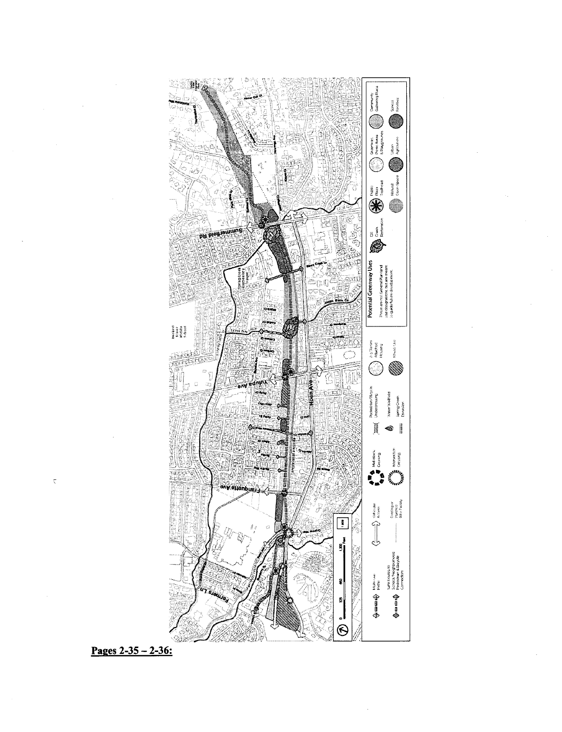**Pages 2-35 – 2-36:**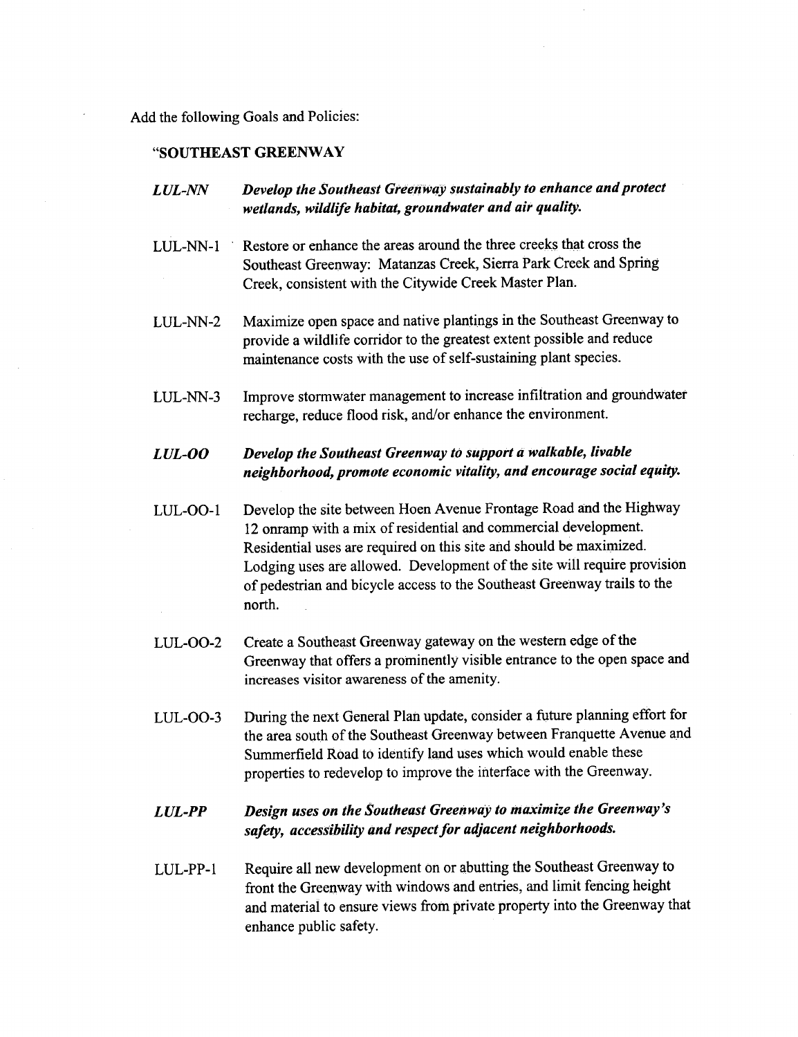Add the following Goals and Policies:

**"SOUTHEAST GREENWAY**

***LUL-NN Develop the Southeast Greenway sustainably to enhance and protect wetlands, wildlife habitat, groundwater and air quality.***

LUL-NN-1 Restore or enhance the areas around the three creeks that cross the Southeast Greenway: Matanzas Creek, Sierra Park Creek and Spring Creek, consistent with the Citywide Creek Master Plan.

LUL-NN-2 Maximize open space and native plantings in the Southeast Greenway to provide a wildlife corridor to the greatest extent possible and reduce maintenance costs with the use of self-sustaining plant species.

LUL-NN-3 Improve stormwater management to increase infiltration and groundwater recharge, reduce flood risk, and/or enhance the environment.

***LUL-OO Develop the Southeast Greenway to support a walkable, livable neighborhood, promote economic vitality, and encourage social equity.***

LUL-OO-1 Develop the site between Hoen Avenue Frontage Road and the Highway 12 onramp with a mix of residential and commercial development. Residential uses are required on this site and should be maximized. Lodging uses are allowed. Development of the site will require provision of pedestrian and bicycle access to the Southeast Greenway trails to the north.

LUL-OO-2 Create a Southeast Greenway gateway on the western edge of the Greenway that offers a prominently visible entrance to the open space and increases visitor awareness of the amenity.

LUL-OO-3 During the next General Plan update, consider a future planning effort for the area south of the Southeast Greenway between Franquette Avenue and Summerfield Road to identify land uses which would enable these properties to redevelop to improve the interface with the Greenway.

***LUL-PP Design uses on the Southeast Greenway to maximize the Greenway's safety, accessibility and respect for adjacent neighborhoods.***

LUL-PP-1 Require all new development on or abutting the Southeast Greenway to front the Greenway with windows and entries, and limit fencing height and material to ensure views from private property into the Greenway that enhance public safety.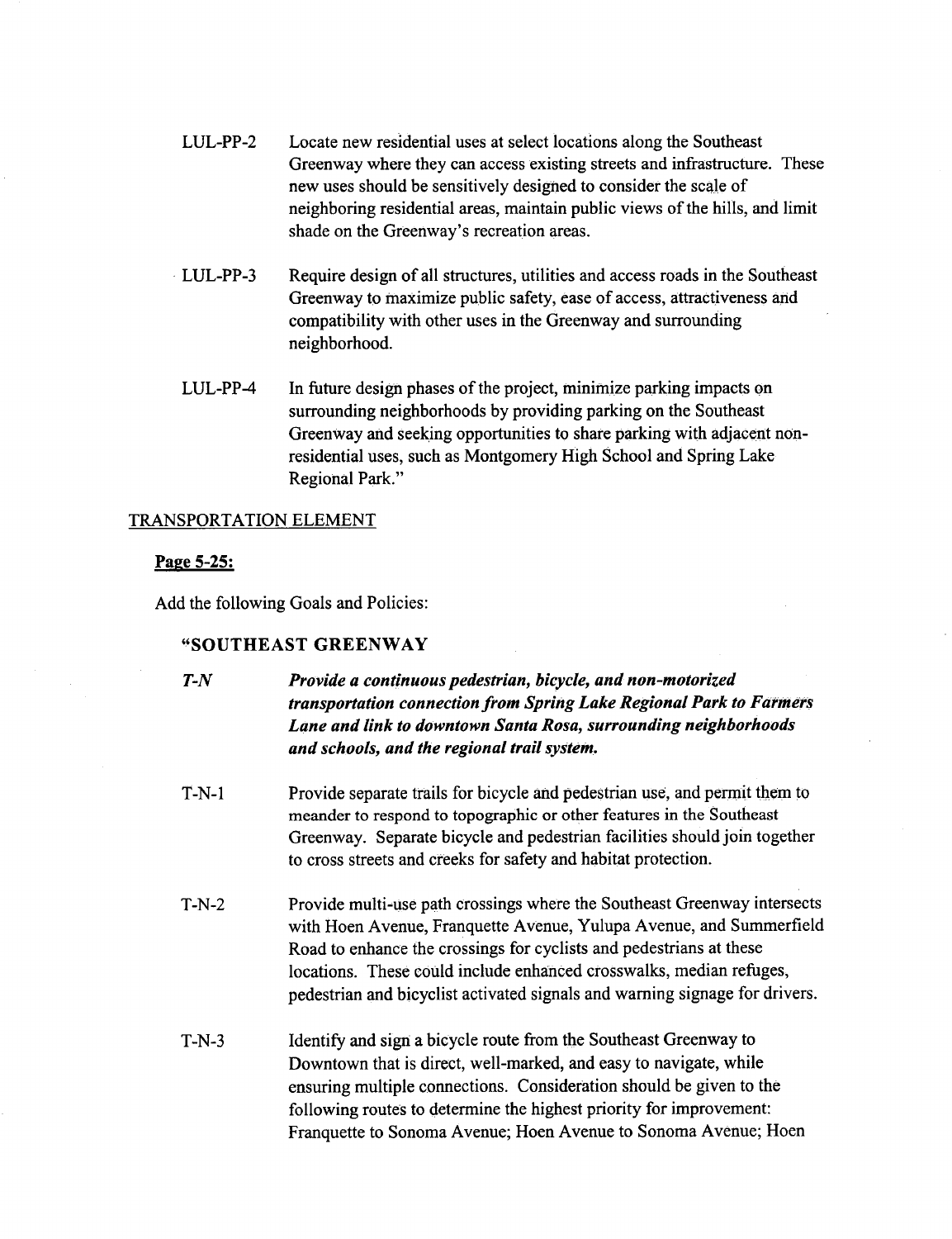LUL-PP-2 Locate new residential uses at select locations along the Southeast Greenway where they can access existing streets and infrastructure. These new uses should be sensitively designed to consider the scale of neighboring residential areas, maintain public views of the hills, and limit shade on the Greenway's recreation areas.

LUL-PP-3 Require design of all structures, utilities and access roads in the Southeast Greenway to maximize public safety, ease of access, attractiveness and compatibility with other uses in the Greenway and surrounding neighborhood.

LUL-PP-4 In future design phases of the project, minimize parking impacts on surrounding neighborhoods by providing parking on the Southeast Greenway and seeking opportunities to share parking with adjacent non-residential uses, such as Montgomery High School and Spring Lake Regional Park."

TRANSPORTATION ELEMENT

**Page 5-25:**

Add the following Goals and Policies:

**"SOUTHEAST GREENWAY**

***T-N*** ***Provide a continuous pedestrian, bicycle, and non-motorized transportation connection from Spring Lake Regional Park to Farmers Lane and link to downtown Santa Rosa, surrounding neighborhoods and schools, and the regional trail system.***

T-N-1 Provide separate trails for bicycle and pedestrian use, and permit them to meander to respond to topographic or other features in the Southeast Greenway. Separate bicycle and pedestrian facilities should join together to cross streets and creeks for safety and habitat protection.

T-N-2 Provide multi-use path crossings where the Southeast Greenway intersects with Hoen Avenue, Franquette Avenue, Yulupa Avenue, and Summerfield Road to enhance the crossings for cyclists and pedestrians at these locations. These could include enhanced crosswalks, median refuges, pedestrian and bicyclist activated signals and warning signage for drivers.

T-N-3 Identify and sign a bicycle route from the Southeast Greenway to Downtown that is direct, well-marked, and easy to navigate, while ensuring multiple connections. Consideration should be given to the following routes to determine the highest priority for improvement: Franquette to Sonoma Avenue; Hoen Avenue to Sonoma Avenue; Hoen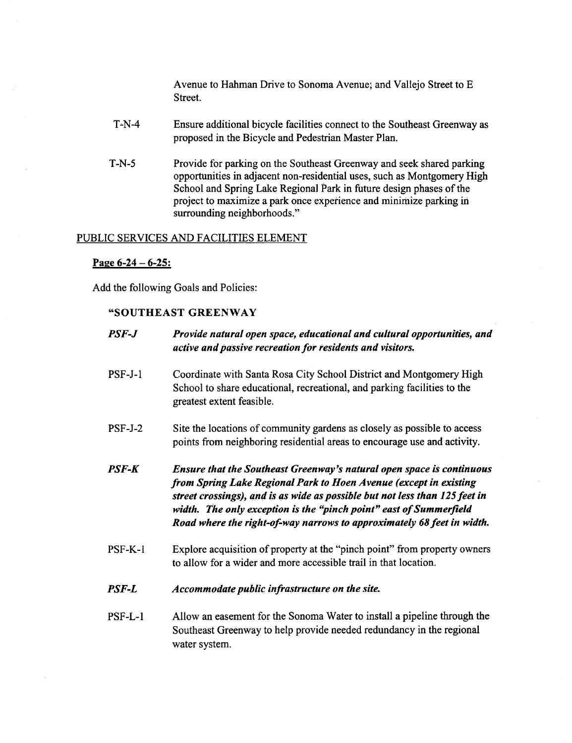Avenue to Hahman Drive to Sonoma Avenue; and Vallejo Street to E Street.

T-N-4 Ensure additional bicycle facilities connect to the Southeast Greenway as proposed in the Bicycle and Pedestrian Master Plan.

T-N-5 Provide for parking on the Southeast Greenway and seek shared parking opportunities in adjacent non-residential uses, such as Montgomery High School and Spring Lake Regional Park in future design phases of the project to maximize a park once experience and minimize parking in surrounding neighborhoods."

PUBLIC SERVICES AND FACILITIES ELEMENT

**Page 6-24 – 6-25:**

Add the following Goals and Policies:

**"SOUTHEAST GREENWAY**

***PSF-J*** ***Provide natural open space, educational and cultural opportunities, and active and passive recreation for residents and visitors.***

PSF-J-1 Coordinate with Santa Rosa City School District and Montgomery High School to share educational, recreational, and parking facilities to the greatest extent feasible.

PSF-J-2 Site the locations of community gardens as closely as possible to access points from neighboring residential areas to encourage use and activity.

***PSF-K*** ***Ensure that the Southeast Greenway's natural open space is continuous from Spring Lake Regional Park to Hoen Avenue (except in existing street crossings), and is as wide as possible but not less than 125 feet in width. The only exception is the "pinch point" east of Summerfield Road where the right-of-way narrows to approximately 68 feet in width.***

PSF-K-1 Explore acquisition of property at the "pinch point" from property owners to allow for a wider and more accessible trail in that location.

***PSF-L*** ***Accommodate public infrastructure on the site.***

PSF-L-1 Allow an easement for the Sonoma Water to install a pipeline through the Southeast Greenway to help provide needed redundancy in the regional water system.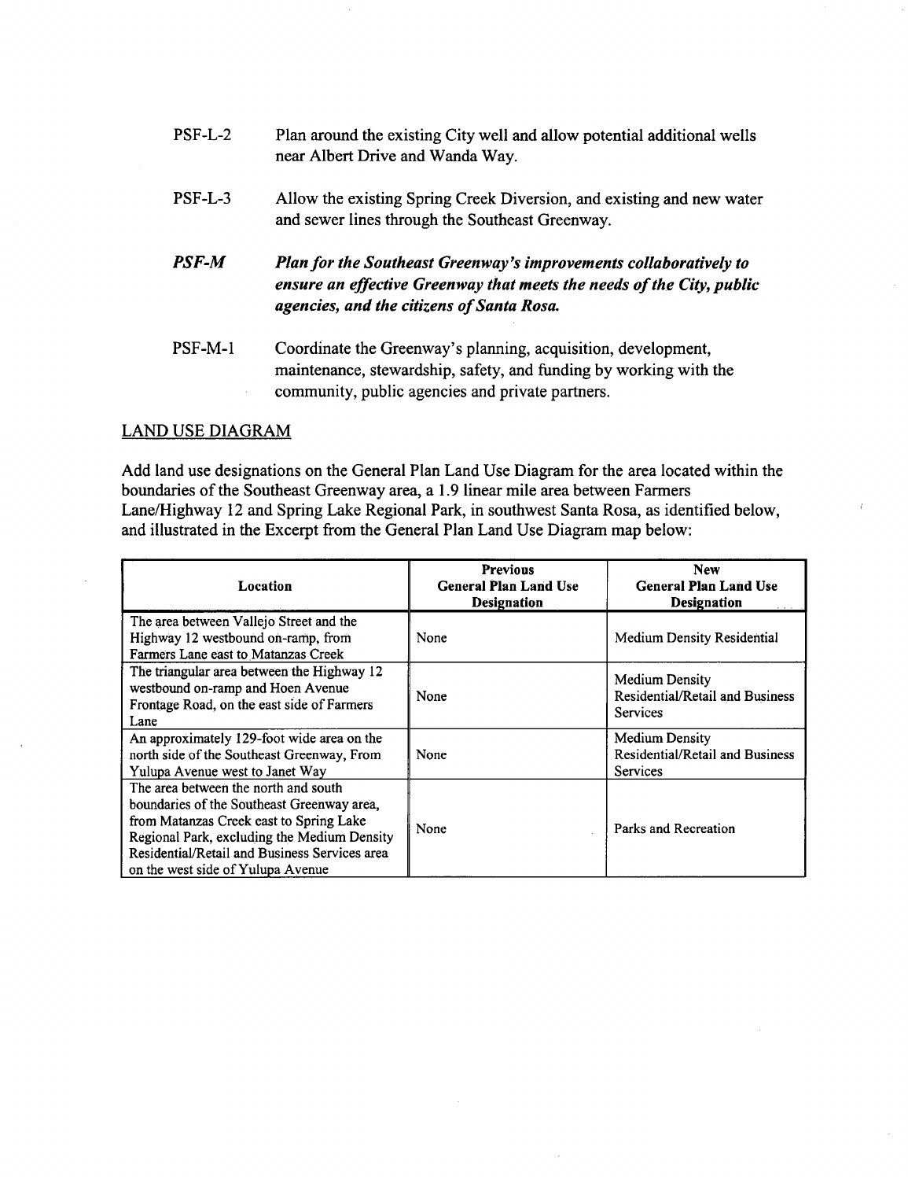PSF-L-2 Plan around the existing City well and allow potential additional wells near Albert Drive and Wanda Way.

PSF-L-3 Allow the existing Spring Creek Diversion, and existing and new water and sewer lines through the Southeast Greenway.

***PSF-M*** ***Plan for the Southeast Greenway's improvements collaboratively to ensure an effective Greenway that meets the needs of the City, public agencies, and the citizens of Santa Rosa.***

PSF-M-1 Coordinate the Greenway's planning, acquisition, development, maintenance, stewardship, safety, and funding by working with the community, public agencies and private partners.

## LAND USE DIAGRAM

Add land use designations on the General Plan Land Use Diagram for the area located within the boundaries of the Southeast Greenway area, a 1.9 linear mile area between Farmers Lane/Highway 12 and Spring Lake Regional Park, in southwest Santa Rosa, as identified below, and illustrated in the Excerpt from the General Plan Land Use Diagram map below:

| Location | Previous General Plan Land Use Designation | New General Plan Land Use Designation |
|---|---|---|
| The area between Vallejo Street and the Highway 12 westbound on-ramp, from Farmers Lane east to Matanzas Creek | None | Medium Density Residential |
| The triangular area between the Highway 12 westbound on-ramp and Hoen Avenue Frontage Road, on the east side of Farmers Lane | None | Medium Density Residential/Retail and Business Services |
| An approximately 129-foot wide area on the north side of the Southeast Greenway, From Yulupa Avenue west to Janet Way | None | Medium Density Residential/Retail and Business Services |
| The area between the north and south boundaries of the Southeast Greenway area, from Matanzas Creek east to Spring Lake Regional Park, excluding the Medium Density Residential/Retail and Business Services area on the west side of Yulupa Avenue | None | Parks and Recreation |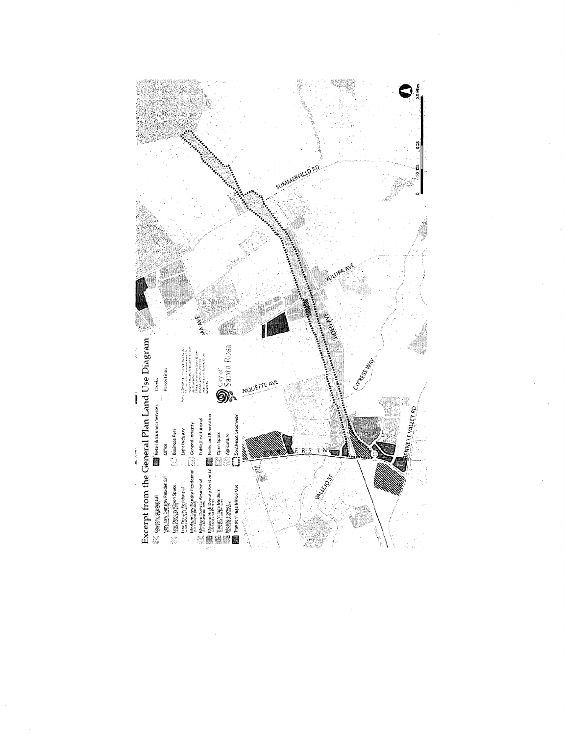# Excerpt from the General Plan Land Use Diagram

Country Residential
Very Low Density Residential
Low Density/Open Space
Low Density Residential
Medium Low Density Residential
Medium Density Residential
Medium High Density Residential
Transit Village Medium
Mobile Homes
Transit Village Mixed Use
Retail & Business Services
Office
Business Park
Light Industry
General Industry
Public/Institutional
Parks and Recreation
Open Space
Agriculture
Southeast Greenway
Creeks
Parcel Lines

City of Santa Rosa

SUMMERFIELD RD
YULUPA AVE
HOEN AVE
MA AVE
NQUETTE AVE
CYPRESS WAY
BENNETT VALLEY RD
VALLEJO ST
FARMERS LN

0 0.125 0.25 0.5 Miles